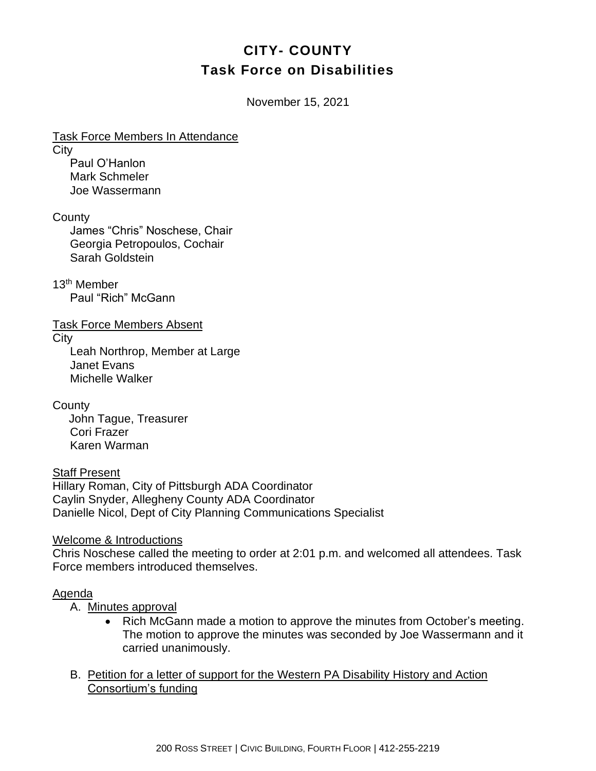# CITY- COUNTY
# Task Force on Disabilities

November 15, 2021

Task Force Members In Attendance

City

Paul O'Hanlon
Mark Schmeler
Joe Wassermann

County

James "Chris" Noschese, Chair
Georgia Petropoulos, Cochair
Sarah Goldstein

13th Member

Paul "Rich" McGann

Task Force Members Absent

City

Leah Northrop, Member at Large
Janet Evans
Michelle Walker

County

John Tague, Treasurer
Cori Frazer
Karen Warman

Staff Present

Hillary Roman, City of Pittsburgh ADA Coordinator
Caylin Snyder, Allegheny County ADA Coordinator
Danielle Nicol, Dept of City Planning Communications Specialist

Welcome & Introductions

Chris Noschese called the meeting to order at 2:01 p.m. and welcomed all attendees. Task Force members introduced themselves.

Agenda

A. Minutes approval
   - Rich McGann made a motion to approve the minutes from October's meeting. The motion to approve the minutes was seconded by Joe Wassermann and it carried unanimously.

B. Petition for a letter of support for the Western PA Disability History and Action Consortium's funding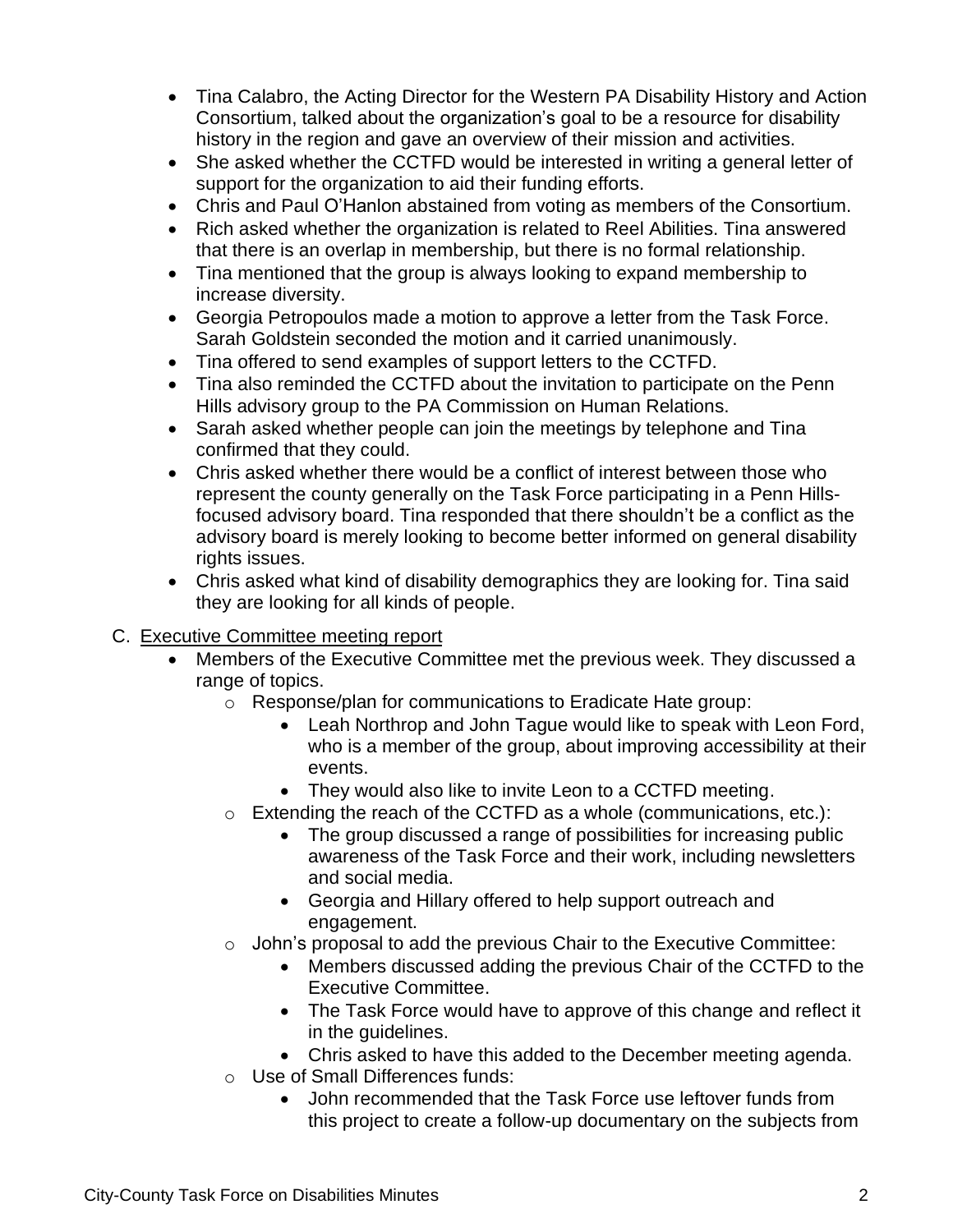- Tina Calabro, the Acting Director for the Western PA Disability History and Action Consortium, talked about the organization's goal to be a resource for disability history in the region and gave an overview of their mission and activities.
- She asked whether the CCTFD would be interested in writing a general letter of support for the organization to aid their funding efforts.
- Chris and Paul O'Hanlon abstained from voting as members of the Consortium.
- Rich asked whether the organization is related to Reel Abilities. Tina answered that there is an overlap in membership, but there is no formal relationship.
- Tina mentioned that the group is always looking to expand membership to increase diversity.
- Georgia Petropoulos made a motion to approve a letter from the Task Force. Sarah Goldstein seconded the motion and it carried unanimously.
- Tina offered to send examples of support letters to the CCTFD.
- Tina also reminded the CCTFD about the invitation to participate on the Penn Hills advisory group to the PA Commission on Human Relations.
- Sarah asked whether people can join the meetings by telephone and Tina confirmed that they could.
- Chris asked whether there would be a conflict of interest between those who represent the county generally on the Task Force participating in a Penn Hills-focused advisory board. Tina responded that there shouldn't be a conflict as the advisory board is merely looking to become better informed on general disability rights issues.
- Chris asked what kind of disability demographics they are looking for. Tina said they are looking for all kinds of people.

C. Executive Committee meeting report

- Members of the Executive Committee met the previous week. They discussed a range of topics.
  - Response/plan for communications to Eradicate Hate group:
    - Leah Northrop and John Tague would like to speak with Leon Ford, who is a member of the group, about improving accessibility at their events.
    - They would also like to invite Leon to a CCTFD meeting.
  - Extending the reach of the CCTFD as a whole (communications, etc.):
    - The group discussed a range of possibilities for increasing public awareness of the Task Force and their work, including newsletters and social media.
    - Georgia and Hillary offered to help support outreach and engagement.
  - John's proposal to add the previous Chair to the Executive Committee:
    - Members discussed adding the previous Chair of the CCTFD to the Executive Committee.
    - The Task Force would have to approve of this change and reflect it in the guidelines.
    - Chris asked to have this added to the December meeting agenda.
  - Use of Small Differences funds:
    - John recommended that the Task Force use leftover funds from this project to create a follow-up documentary on the subjects from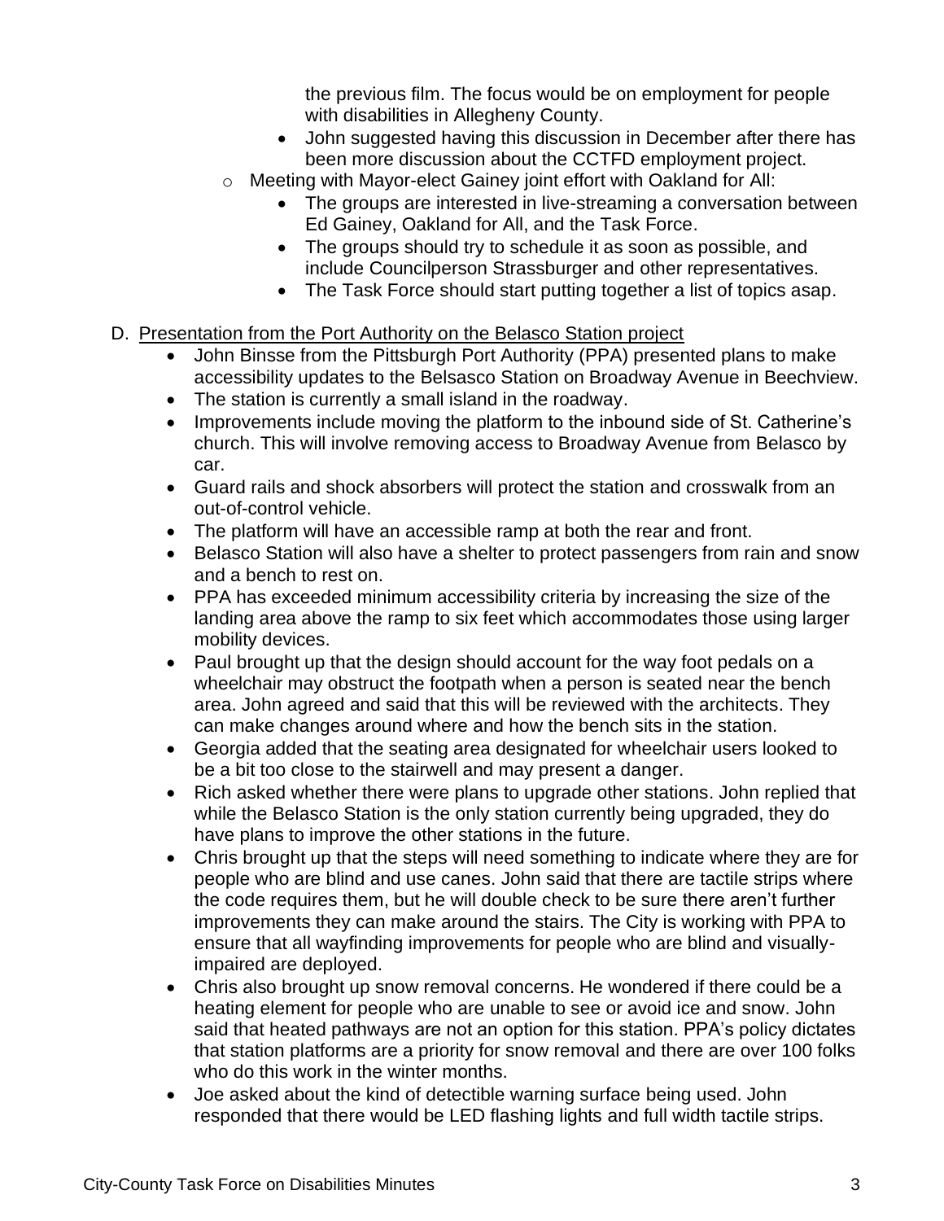the previous film. The focus would be on employment for people with disabilities in Allegheny County.

- John suggested having this discussion in December after there has been more discussion about the CCTFD employment project.

  - Meeting with Mayor-elect Gainey joint effort with Oakland for All:
    - The groups are interested in live-streaming a conversation between Ed Gainey, Oakland for All, and the Task Force.
    - The groups should try to schedule it as soon as possible, and include Councilperson Strassburger and other representatives.
    - The Task Force should start putting together a list of topics asap.

D. <u>Presentation from the Port Authority on the Belasco Station project</u>

- John Binsse from the Pittsburgh Port Authority (PPA) presented plans to make accessibility updates to the Belsasco Station on Broadway Avenue in Beechview.
- The station is currently a small island in the roadway.
- Improvements include moving the platform to the inbound side of St. Catherine's church. This will involve removing access to Broadway Avenue from Belasco by car.
- Guard rails and shock absorbers will protect the station and crosswalk from an out-of-control vehicle.
- The platform will have an accessible ramp at both the rear and front.
- Belasco Station will also have a shelter to protect passengers from rain and snow and a bench to rest on.
- PPA has exceeded minimum accessibility criteria by increasing the size of the landing area above the ramp to six feet which accommodates those using larger mobility devices.
- Paul brought up that the design should account for the way foot pedals on a wheelchair may obstruct the footpath when a person is seated near the bench area. John agreed and said that this will be reviewed with the architects. They can make changes around where and how the bench sits in the station.
- Georgia added that the seating area designated for wheelchair users looked to be a bit too close to the stairwell and may present a danger.
- Rich asked whether there were plans to upgrade other stations. John replied that while the Belasco Station is the only station currently being upgraded, they do have plans to improve the other stations in the future.
- Chris brought up that the steps will need something to indicate where they are for people who are blind and use canes. John said that there are tactile strips where the code requires them, but he will double check to be sure there aren't further improvements they can make around the stairs. The City is working with PPA to ensure that all wayfinding improvements for people who are blind and visually-impaired are deployed.
- Chris also brought up snow removal concerns. He wondered if there could be a heating element for people who are unable to see or avoid ice and snow. John said that heated pathways are not an option for this station. PPA's policy dictates that station platforms are a priority for snow removal and there are over 100 folks who do this work in the winter months.
- Joe asked about the kind of detectible warning surface being used. John responded that there would be LED flashing lights and full width tactile strips.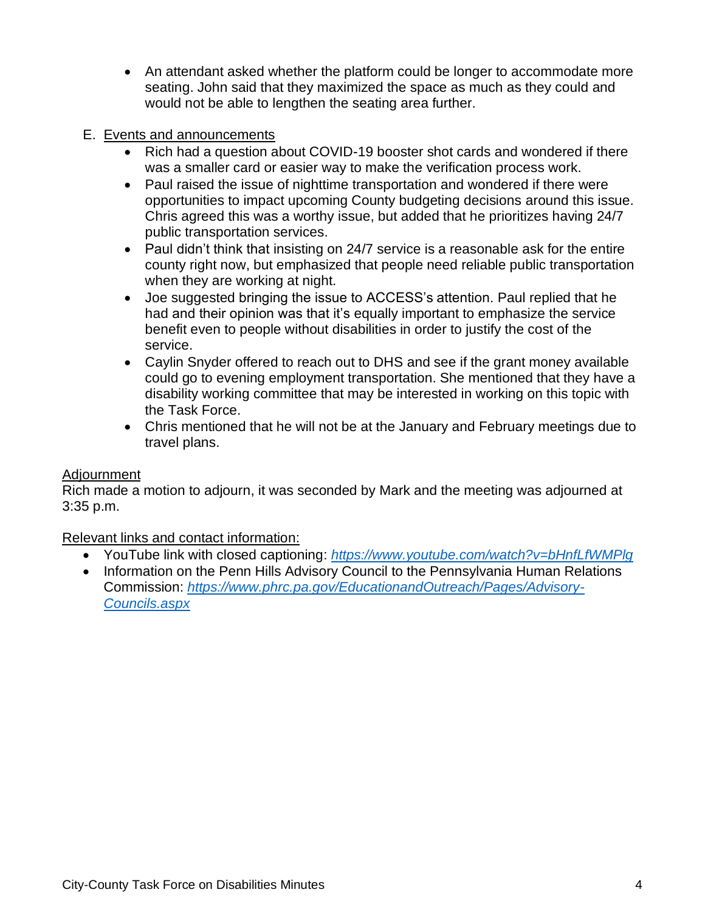- An attendant asked whether the platform could be longer to accommodate more seating. John said that they maximized the space as much as they could and would not be able to lengthen the seating area further.

E. Events and announcements

- Rich had a question about COVID-19 booster shot cards and wondered if there was a smaller card or easier way to make the verification process work.
- Paul raised the issue of nighttime transportation and wondered if there were opportunities to impact upcoming County budgeting decisions around this issue. Chris agreed this was a worthy issue, but added that he prioritizes having 24/7 public transportation services.
- Paul didn't think that insisting on 24/7 service is a reasonable ask for the entire county right now, but emphasized that people need reliable public transportation when they are working at night.
- Joe suggested bringing the issue to ACCESS's attention. Paul replied that he had and their opinion was that it's equally important to emphasize the service benefit even to people without disabilities in order to justify the cost of the service.
- Caylin Snyder offered to reach out to DHS and see if the grant money available could go to evening employment transportation. She mentioned that they have a disability working committee that may be interested in working on this topic with the Task Force.
- Chris mentioned that he will not be at the January and February meetings due to travel plans.

Adjournment

Rich made a motion to adjourn, it was seconded by Mark and the meeting was adjourned at 3:35 p.m.

Relevant links and contact information:

- YouTube link with closed captioning: *https://www.youtube.com/watch?v=bHnfLfWMPlg*
- Information on the Penn Hills Advisory Council to the Pennsylvania Human Relations Commission: *https://www.phrc.pa.gov/EducationandOutreach/Pages/Advisory-Councils.aspx*